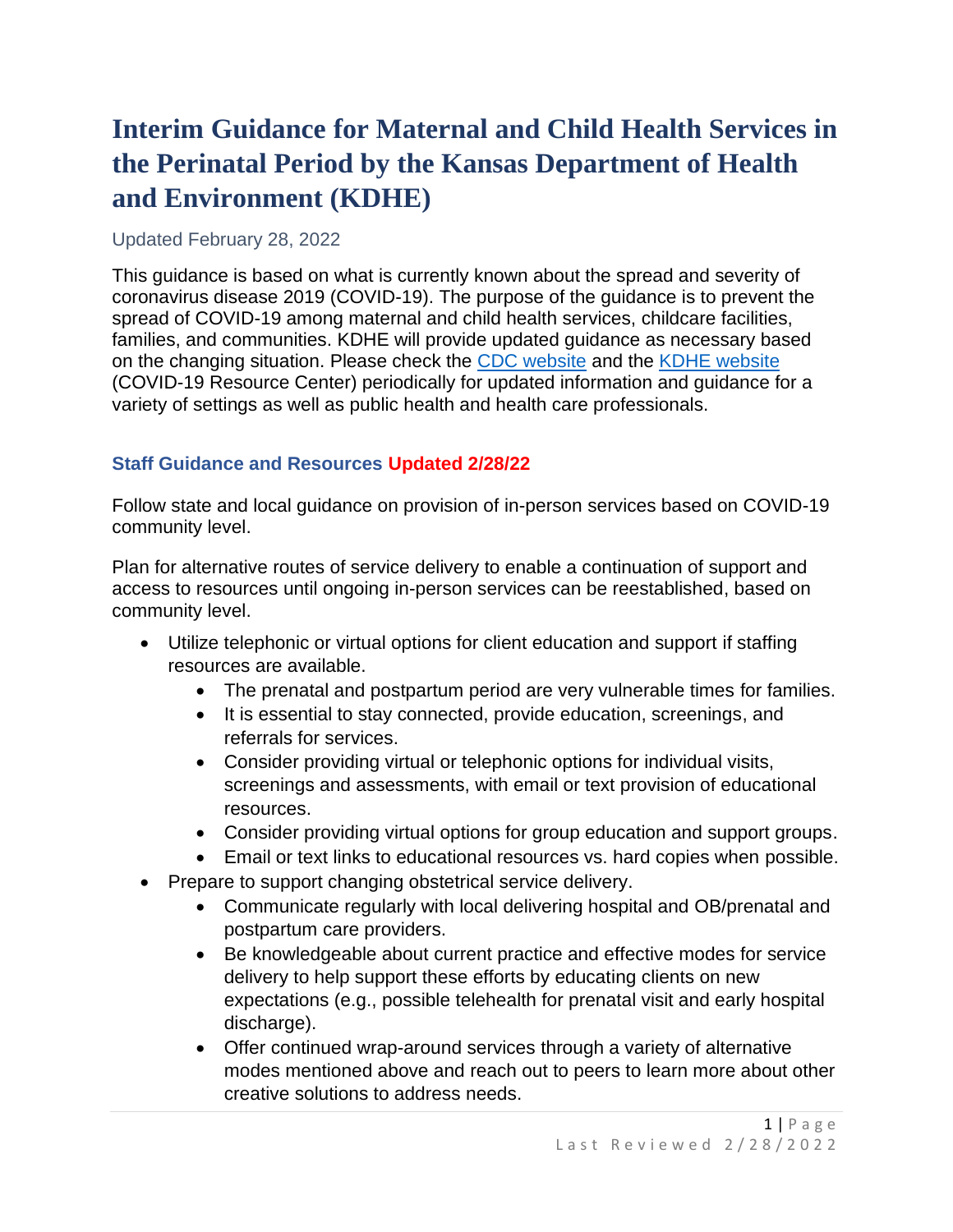# Interim Guidance for Maternal and Child Health Services in the Perinatal Period by the Kansas Department of Health and Environment (KDHE)

Updated February 28, 2022

This guidance is based on what is currently known about the spread and severity of coronavirus disease 2019 (COVID-19). The purpose of the guidance is to prevent the spread of COVID-19 among maternal and child health services, childcare facilities, families, and communities. KDHE will provide updated guidance as necessary based on the changing situation. Please check the [CDC website]() and the [KDHE website]() (COVID-19 Resource Center) periodically for updated information and guidance for a variety of settings as well as public health and health care professionals.

### Staff Guidance and Resources Updated 2/28/22

Follow state and local guidance on provision of in-person services based on COVID-19 community level.

Plan for alternative routes of service delivery to enable a continuation of support and access to resources until ongoing in-person services can be reestablished, based on community level.

- Utilize telephonic or virtual options for client education and support if staffing resources are available.
  - The prenatal and postpartum period are very vulnerable times for families.
  - It is essential to stay connected, provide education, screenings, and referrals for services.
  - Consider providing virtual or telephonic options for individual visits, screenings and assessments, with email or text provision of educational resources.
  - Consider providing virtual options for group education and support groups.
  - Email or text links to educational resources vs. hard copies when possible.
- Prepare to support changing obstetrical service delivery.
  - Communicate regularly with local delivering hospital and OB/prenatal and postpartum care providers.
  - Be knowledgeable about current practice and effective modes for service delivery to help support these efforts by educating clients on new expectations (e.g., possible telehealth for prenatal visit and early hospital discharge).
  - Offer continued wrap-around services through a variety of alternative modes mentioned above and reach out to peers to learn more about other creative solutions to address needs.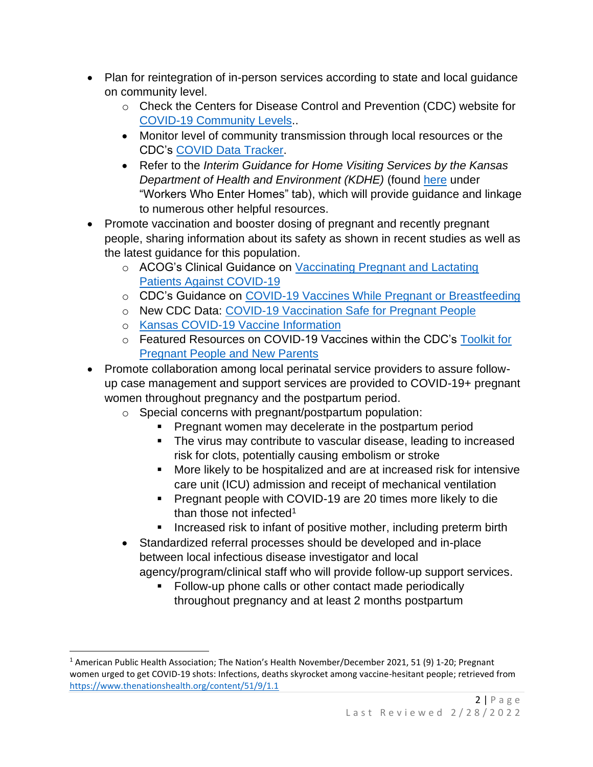- Plan for reintegration of in-person services according to state and local guidance on community level.
    - Check the Centers for Disease Control and Prevention (CDC) website for COVID-19 Community Levels..
    - Monitor level of community transmission through local resources or the CDC's COVID Data Tracker.
    - Refer to the *Interim Guidance for Home Visiting Services by the Kansas Department of Health and Environment (KDHE)* (found here under "Workers Who Enter Homes" tab), which will provide guidance and linkage to numerous other helpful resources.
- Promote vaccination and booster dosing of pregnant and recently pregnant people, sharing information about its safety as shown in recent studies as well as the latest guidance for this population.
    - ACOG's Clinical Guidance on Vaccinating Pregnant and Lactating Patients Against COVID-19
    - CDC's Guidance on COVID-19 Vaccines While Pregnant or Breastfeeding
    - New CDC Data: COVID-19 Vaccination Safe for Pregnant People
    - Kansas COVID-19 Vaccine Information
    - Featured Resources on COVID-19 Vaccines within the CDC's Toolkit for Pregnant People and New Parents
- Promote collaboration among local perinatal service providers to assure follow-up case management and support services are provided to COVID-19+ pregnant women throughout pregnancy and the postpartum period.
    - Special concerns with pregnant/postpartum population:
        - Pregnant women may decelerate in the postpartum period
        - The virus may contribute to vascular disease, leading to increased risk for clots, potentially causing embolism or stroke
        - More likely to be hospitalized and are at increased risk for intensive care unit (ICU) admission and receipt of mechanical ventilation
        - Pregnant people with COVID-19 are 20 times more likely to die than those not infected[1]
        - Increased risk to infant of positive mother, including preterm birth
    - Standardized referral processes should be developed and in-place between local infectious disease investigator and local agency/program/clinical staff who will provide follow-up support services.
        - Follow-up phone calls or other contact made periodically throughout pregnancy and at least 2 months postpartum

[1] American Public Health Association; The Nation's Health November/December 2021, 51 (9) 1-20; Pregnant women urged to get COVID-19 shots: Infections, deaths skyrocket among vaccine-hesitant people; retrieved from https://www.thenationshealth.org/content/51/9/1.1

Last Reviewed 2/28/2022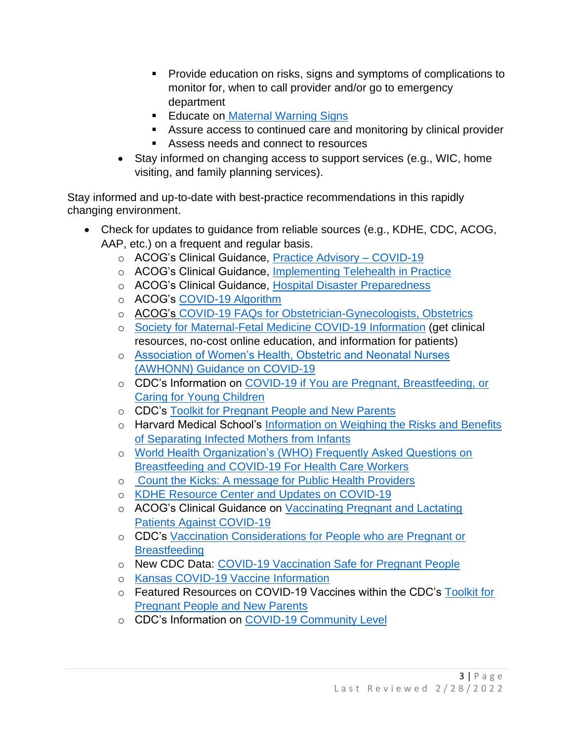- Provide education on risks, signs and symptoms of complications to monitor for, when to call provider and/or go to emergency department
        - Educate on Maternal Warning Signs
        - Assure access to continued care and monitoring by clinical provider
        - Assess needs and connect to resources
    - Stay informed on changing access to support services (e.g., WIC, home visiting, and family planning services).

Stay informed and up-to-date with best-practice recommendations in this rapidly changing environment.

- Check for updates to guidance from reliable sources (e.g., KDHE, CDC, ACOG, AAP, etc.) on a frequent and regular basis.
    - ACOG's Clinical Guidance, Practice Advisory – COVID-19
    - ACOG's Clinical Guidance, Implementing Telehealth in Practice
    - ACOG's Clinical Guidance, Hospital Disaster Preparedness
    - ACOG's COVID-19 Algorithm
    - ACOG's COVID-19 FAQs for Obstetrician-Gynecologists, Obstetrics
    - Society for Maternal-Fetal Medicine COVID-19 Information (get clinical resources, no-cost online education, and information for patients)
    - Association of Women's Health, Obstetric and Neonatal Nurses (AWHONN) Guidance on COVID-19
    - CDC's Information on COVID-19 if You are Pregnant, Breastfeeding, or Caring for Young Children
    - CDC's Toolkit for Pregnant People and New Parents
    - Harvard Medical School's Information on Weighing the Risks and Benefits of Separating Infected Mothers from Infants
    - World Health Organization's (WHO) Frequently Asked Questions on Breastfeeding and COVID-19 For Health Care Workers
    - Count the Kicks: A message for Public Health Providers
    - KDHE Resource Center and Updates on COVID-19
    - ACOG's Clinical Guidance on Vaccinating Pregnant and Lactating Patients Against COVID-19
    - CDC's Vaccination Considerations for People who are Pregnant or Breastfeeding
    - New CDC Data: COVID-19 Vaccination Safe for Pregnant People
    - Kansas COVID-19 Vaccine Information
    - Featured Resources on COVID-19 Vaccines within the CDC's Toolkit for Pregnant People and New Parents
    - CDC's Information on COVID-19 Community Level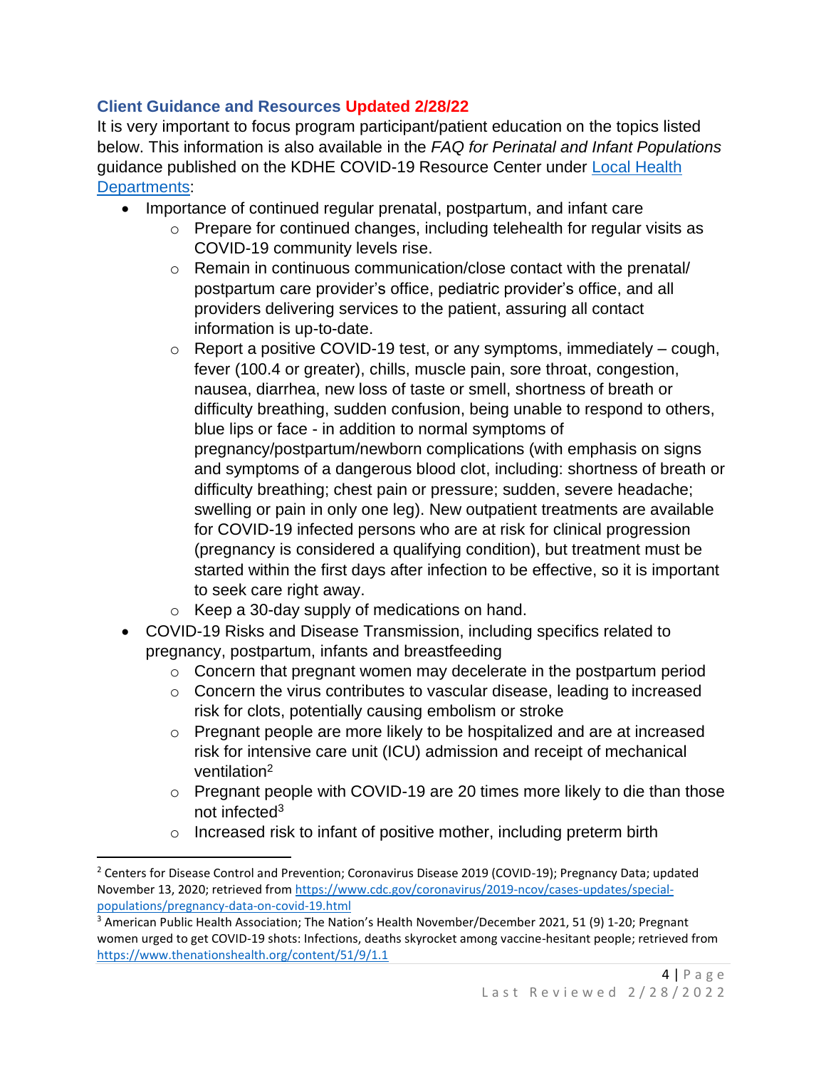### Client Guidance and Resources Updated 2/28/22

It is very important to focus program participant/patient education on the topics listed below. This information is also available in the *FAQ for Perinatal and Infant Populations* guidance published on the KDHE COVID-19 Resource Center under [Local Health Departments](Local Health Departments):

- Importance of continued regular prenatal, postpartum, and infant care
  - Prepare for continued changes, including telehealth for regular visits as COVID-19 community levels rise.
  - Remain in continuous communication/close contact with the prenatal/ postpartum care provider's office, pediatric provider's office, and all providers delivering services to the patient, assuring all contact information is up-to-date.
  - Report a positive COVID-19 test, or any symptoms, immediately – cough, fever (100.4 or greater), chills, muscle pain, sore throat, congestion, nausea, diarrhea, new loss of taste or smell, shortness of breath or difficulty breathing, sudden confusion, being unable to respond to others, blue lips or face - in addition to normal symptoms of pregnancy/postpartum/newborn complications (with emphasis on signs and symptoms of a dangerous blood clot, including: shortness of breath or difficulty breathing; chest pain or pressure; sudden, severe headache; swelling or pain in only one leg). New outpatient treatments are available for COVID-19 infected persons who are at risk for clinical progression (pregnancy is considered a qualifying condition), but treatment must be started within the first days after infection to be effective, so it is important to seek care right away.
  - Keep a 30-day supply of medications on hand.
- COVID-19 Risks and Disease Transmission, including specifics related to pregnancy, postpartum, infants and breastfeeding
  - Concern that pregnant women may decelerate in the postpartum period
  - Concern the virus contributes to vascular disease, leading to increased risk for clots, potentially causing embolism or stroke
  - Pregnant people are more likely to be hospitalized and are at increased risk for intensive care unit (ICU) admission and receipt of mechanical ventilation[2]
  - Pregnant people with COVID-19 are 20 times more likely to die than those not infected[3]
  - Increased risk to infant of positive mother, including preterm birth

---

[2] Centers for Disease Control and Prevention; Coronavirus Disease 2019 (COVID-19); Pregnancy Data; updated November 13, 2020; retrieved from https://www.cdc.gov/coronavirus/2019-ncov/cases-updates/special-populations/pregnancy-data-on-covid-19.html

[3] American Public Health Association; The Nation's Health November/December 2021, 51 (9) 1-20; Pregnant women urged to get COVID-19 shots: Infections, deaths skyrocket among vaccine-hesitant people; retrieved from https://www.thenationshealth.org/content/51/9/1.1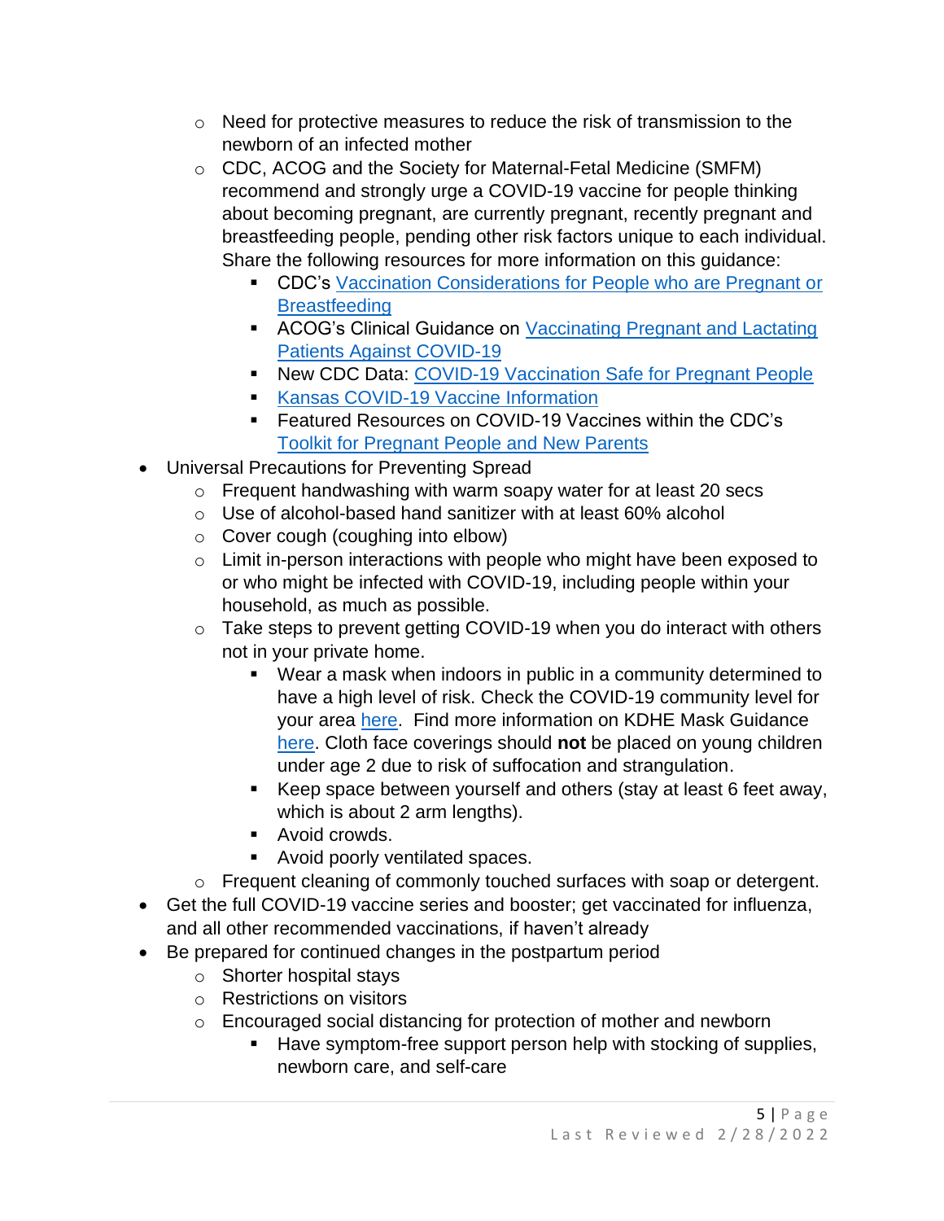- Need for protective measures to reduce the risk of transmission to the newborn of an infected mother
    - CDC, ACOG and the Society for Maternal-Fetal Medicine (SMFM) recommend and strongly urge a COVID-19 vaccine for people thinking about becoming pregnant, are currently pregnant, recently pregnant and breastfeeding people, pending other risk factors unique to each individual. Share the following resources for more information on this guidance:
        - CDC's Vaccination Considerations for People who are Pregnant or Breastfeeding
        - ACOG's Clinical Guidance on Vaccinating Pregnant and Lactating Patients Against COVID-19
        - New CDC Data: COVID-19 Vaccination Safe for Pregnant People
        - Kansas COVID-19 Vaccine Information
        - Featured Resources on COVID-19 Vaccines within the CDC's Toolkit for Pregnant People and New Parents
- Universal Precautions for Preventing Spread
    - Frequent handwashing with warm soapy water for at least 20 secs
    - Use of alcohol-based hand sanitizer with at least 60% alcohol
    - Cover cough (coughing into elbow)
    - Limit in-person interactions with people who might have been exposed to or who might be infected with COVID-19, including people within your household, as much as possible.
    - Take steps to prevent getting COVID-19 when you do interact with others not in your private home.
        - Wear a mask when indoors in public in a community determined to have a high level of risk. Check the COVID-19 community level for your area here. Find more information on KDHE Mask Guidance here. Cloth face coverings should **not** be placed on young children under age 2 due to risk of suffocation and strangulation.
        - Keep space between yourself and others (stay at least 6 feet away, which is about 2 arm lengths).
        - Avoid crowds.
        - Avoid poorly ventilated spaces.
    - Frequent cleaning of commonly touched surfaces with soap or detergent.
- Get the full COVID-19 vaccine series and booster; get vaccinated for influenza, and all other recommended vaccinations, if haven't already
- Be prepared for continued changes in the postpartum period
    - Shorter hospital stays
    - Restrictions on visitors
    - Encouraged social distancing for protection of mother and newborn
        - Have symptom-free support person help with stocking of supplies, newborn care, and self-care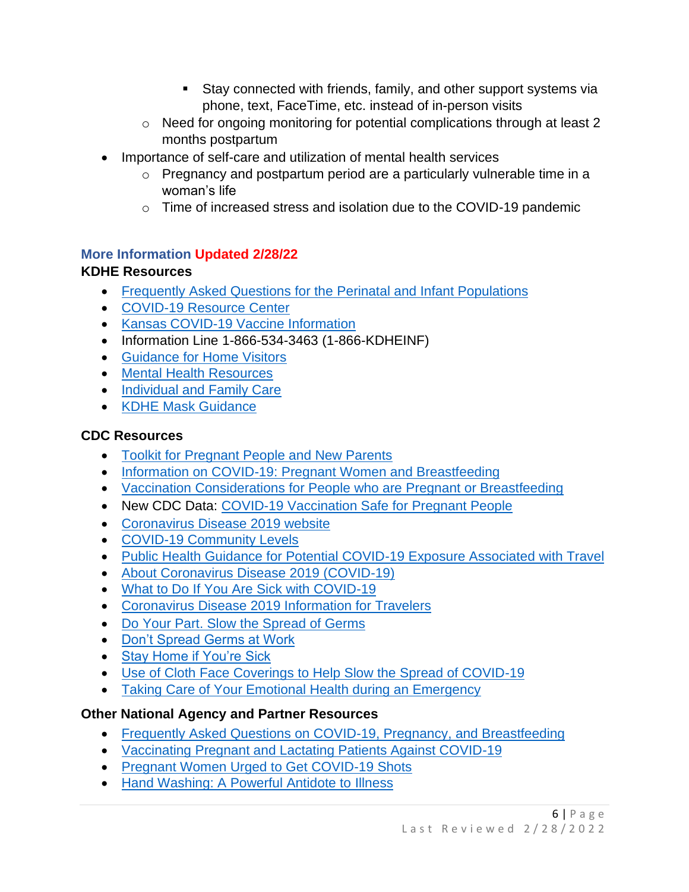- Stay connected with friends, family, and other support systems via phone, text, FaceTime, etc. instead of in-person visits
    - Need for ongoing monitoring for potential complications through at least 2 months postpartum
- Importance of self-care and utilization of mental health services
    - Pregnancy and postpartum period are a particularly vulnerable time in a woman's life
    - Time of increased stress and isolation due to the COVID-19 pandemic

## More Information Updated 2/28/22

### KDHE Resources

- Frequently Asked Questions for the Perinatal and Infant Populations
- COVID-19 Resource Center
- Kansas COVID-19 Vaccine Information
- Information Line 1-866-534-3463 (1-866-KDHEINF)
- Guidance for Home Visitors
- Mental Health Resources
- Individual and Family Care
- KDHE Mask Guidance

### CDC Resources

- Toolkit for Pregnant People and New Parents
- Information on COVID-19: Pregnant Women and Breastfeeding
- Vaccination Considerations for People who are Pregnant or Breastfeeding
- New CDC Data: COVID-19 Vaccination Safe for Pregnant People
- Coronavirus Disease 2019 website
- COVID-19 Community Levels
- Public Health Guidance for Potential COVID-19 Exposure Associated with Travel
- About Coronavirus Disease 2019 (COVID-19)
- What to Do If You Are Sick with COVID-19
- Coronavirus Disease 2019 Information for Travelers
- Do Your Part. Slow the Spread of Germs
- Don't Spread Germs at Work
- Stay Home if You're Sick
- Use of Cloth Face Coverings to Help Slow the Spread of COVID-19
- Taking Care of Your Emotional Health during an Emergency

### Other National Agency and Partner Resources

- Frequently Asked Questions on COVID-19, Pregnancy, and Breastfeeding
- Vaccinating Pregnant and Lactating Patients Against COVID-19
- Pregnant Women Urged to Get COVID-19 Shots
- Hand Washing: A Powerful Antidote to Illness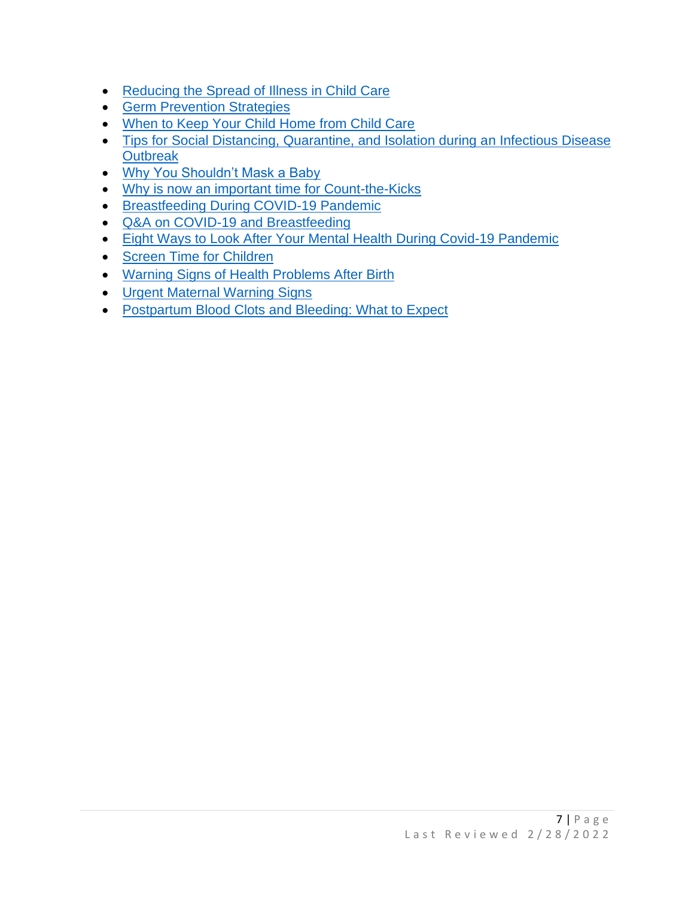- Reducing the Spread of Illness in Child Care
- Germ Prevention Strategies
- When to Keep Your Child Home from Child Care
- Tips for Social Distancing, Quarantine, and Isolation during an Infectious Disease Outbreak
- Why You Shouldn't Mask a Baby
- Why is now an important time for Count-the-Kicks
- Breastfeeding During COVID-19 Pandemic
- Q&A on COVID-19 and Breastfeeding
- Eight Ways to Look After Your Mental Health During Covid-19 Pandemic
- Screen Time for Children
- Warning Signs of Health Problems After Birth
- Urgent Maternal Warning Signs
- Postpartum Blood Clots and Bleeding: What to Expect